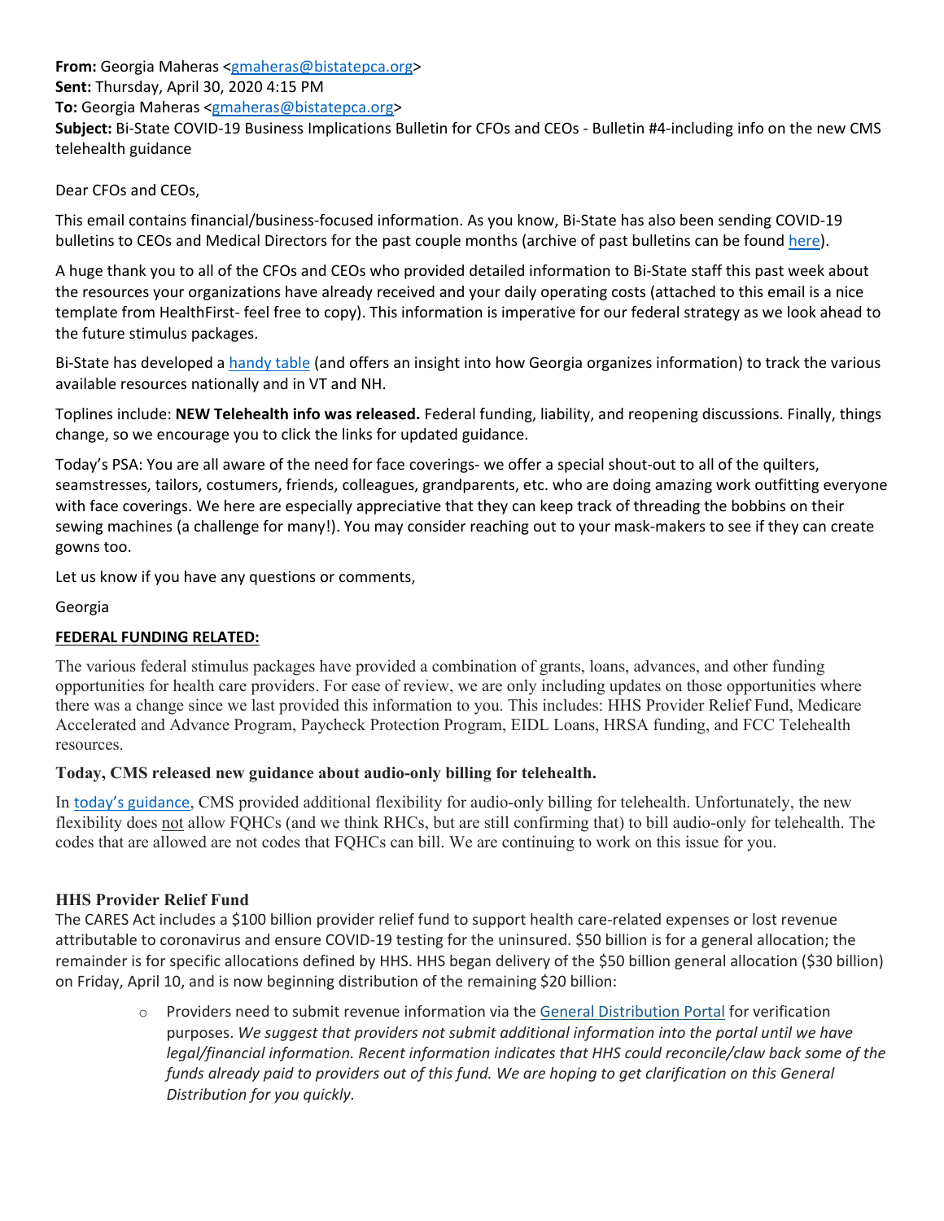**From:** Georgia Maheras <gmaheras@bistatepca.org>
**Sent:** Thursday, April 30, 2020 4:15 PM
**To:** Georgia Maheras <gmaheras@bistatepca.org>
**Subject:** Bi-State COVID-19 Business Implications Bulletin for CFOs and CEOs - Bulletin #4-including info on the new CMS telehealth guidance

Dear CFOs and CEOs,

This email contains financial/business-focused information. As you know, Bi-State has also been sending COVID-19 bulletins to CEOs and Medical Directors for the past couple months (archive of past bulletins can be found here).

A huge thank you to all of the CFOs and CEOs who provided detailed information to Bi-State staff this past week about the resources your organizations have already received and your daily operating costs (attached to this email is a nice template from HealthFirst- feel free to copy). This information is imperative for our federal strategy as we look ahead to the future stimulus packages.

Bi-State has developed a handy table (and offers an insight into how Georgia organizes information) to track the various available resources nationally and in VT and NH.

Toplines include: **NEW Telehealth info was released.** Federal funding, liability, and reopening discussions. Finally, things change, so we encourage you to click the links for updated guidance.

Today's PSA: You are all aware of the need for face coverings- we offer a special shout-out to all of the quilters, seamstresses, tailors, costumers, friends, colleagues, grandparents, etc. who are doing amazing work outfitting everyone with face coverings. We here are especially appreciative that they can keep track of threading the bobbins on their sewing machines (a challenge for many!). You may consider reaching out to your mask-makers to see if they can create gowns too.

Let us know if you have any questions or comments,

Georgia

**FEDERAL FUNDING RELATED:**

The various federal stimulus packages have provided a combination of grants, loans, advances, and other funding opportunities for health care providers. For ease of review, we are only including updates on those opportunities where there was a change since we last provided this information to you. This includes: HHS Provider Relief Fund, Medicare Accelerated and Advance Program, Paycheck Protection Program, EIDL Loans, HRSA funding, and FCC Telehealth resources.

**Today, CMS released new guidance about audio-only billing for telehealth.**

In today's guidance, CMS provided additional flexibility for audio-only billing for telehealth. Unfortunately, the new flexibility does not allow FQHCs (and we think RHCs, but are still confirming that) to bill audio-only for telehealth. The codes that are allowed are not codes that FQHCs can bill. We are continuing to work on this issue for you.

**HHS Provider Relief Fund**

The CARES Act includes a $100 billion provider relief fund to support health care-related expenses or lost revenue attributable to coronavirus and ensure COVID-19 testing for the uninsured. $50 billion is for a general allocation; the remainder is for specific allocations defined by HHS. HHS began delivery of the $50 billion general allocation ($30 billion) on Friday, April 10, and is now beginning distribution of the remaining $20 billion:

- Providers need to submit revenue information via the General Distribution Portal for verification purposes. *We suggest that providers not submit additional information into the portal until we have legal/financial information. Recent information indicates that HHS could reconcile/claw back some of the funds already paid to providers out of this fund. We are hoping to get clarification on this General Distribution for you quickly.*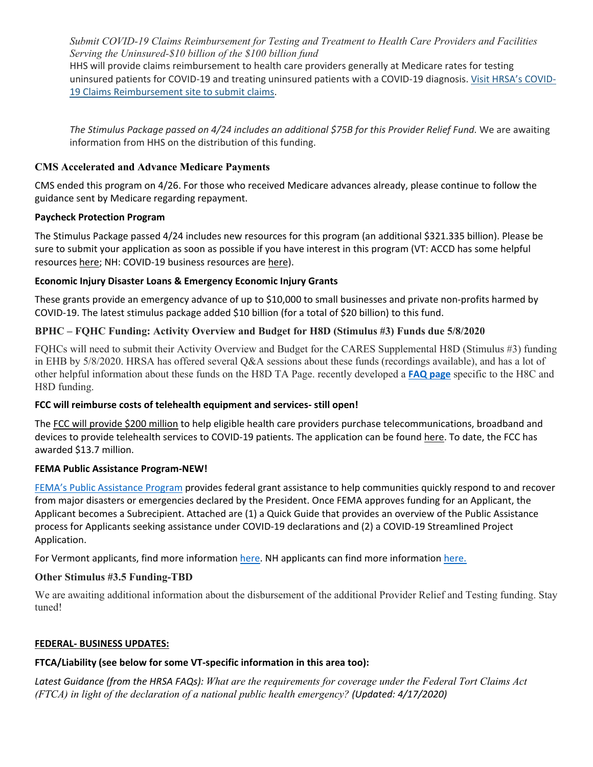*Submit COVID-19 Claims Reimbursement for Testing and Treatment to Health Care Providers and Facilities Serving the Uninsured-$10 billion of the $100 billion fund*

HHS will provide claims reimbursement to health care providers generally at Medicare rates for testing uninsured patients for COVID-19 and treating uninsured patients with a COVID-19 diagnosis. Visit HRSA's COVID-19 Claims Reimbursement site to submit claims.

*The Stimulus Package passed on 4/24 includes an additional $75B for this Provider Relief Fund.* We are awaiting information from HHS on the distribution of this funding.

### CMS Accelerated and Advance Medicare Payments

CMS ended this program on 4/26. For those who received Medicare advances already, please continue to follow the guidance sent by Medicare regarding repayment.

### Paycheck Protection Program

The Stimulus Package passed 4/24 includes new resources for this program (an additional $321.335 billion). Please be sure to submit your application as soon as possible if you have interest in this program (VT: ACCD has some helpful resources here; NH: COVID-19 business resources are here).

### Economic Injury Disaster Loans & Emergency Economic Injury Grants

These grants provide an emergency advance of up to $10,000 to small businesses and private non-profits harmed by COVID-19. The latest stimulus package added $10 billion (for a total of $20 billion) to this fund.

### BPHC – FQHC Funding: Activity Overview and Budget for H8D (Stimulus #3) Funds due 5/8/2020

FQHCs will need to submit their Activity Overview and Budget for the CARES Supplemental H8D (Stimulus #3) funding in EHB by 5/8/2020. HRSA has offered several Q&A sessions about these funds (recordings available), and has a lot of other helpful information about these funds on the H8D TA Page. recently developed a **FAQ page** specific to the H8C and H8D funding.

### FCC will reimburse costs of telehealth equipment and services- still open!

The FCC will provide $200 million to help eligible health care providers purchase telecommunications, broadband and devices to provide telehealth services to COVID-19 patients. The application can be found here. To date, the FCC has awarded $13.7 million.

### FEMA Public Assistance Program-NEW!

FEMA's Public Assistance Program provides federal grant assistance to help communities quickly respond to and recover from major disasters or emergencies declared by the President. Once FEMA approves funding for an Applicant, the Applicant becomes a Subrecipient. Attached are (1) a Quick Guide that provides an overview of the Public Assistance process for Applicants seeking assistance under COVID-19 declarations and (2) a COVID-19 Streamlined Project Application.

For Vermont applicants, find more information here. NH applicants can find more information here.

### Other Stimulus #3.5 Funding-TBD

We are awaiting additional information about the disbursement of the additional Provider Relief and Testing funding. Stay tuned!

## FEDERAL- BUSINESS UPDATES:

### FTCA/Liability (see below for some VT-specific information in this area too):

*Latest Guidance (from the HRSA FAQs): What are the requirements for coverage under the Federal Tort Claims Act (FTCA) in light of the declaration of a national public health emergency? (Updated: 4/17/2020)*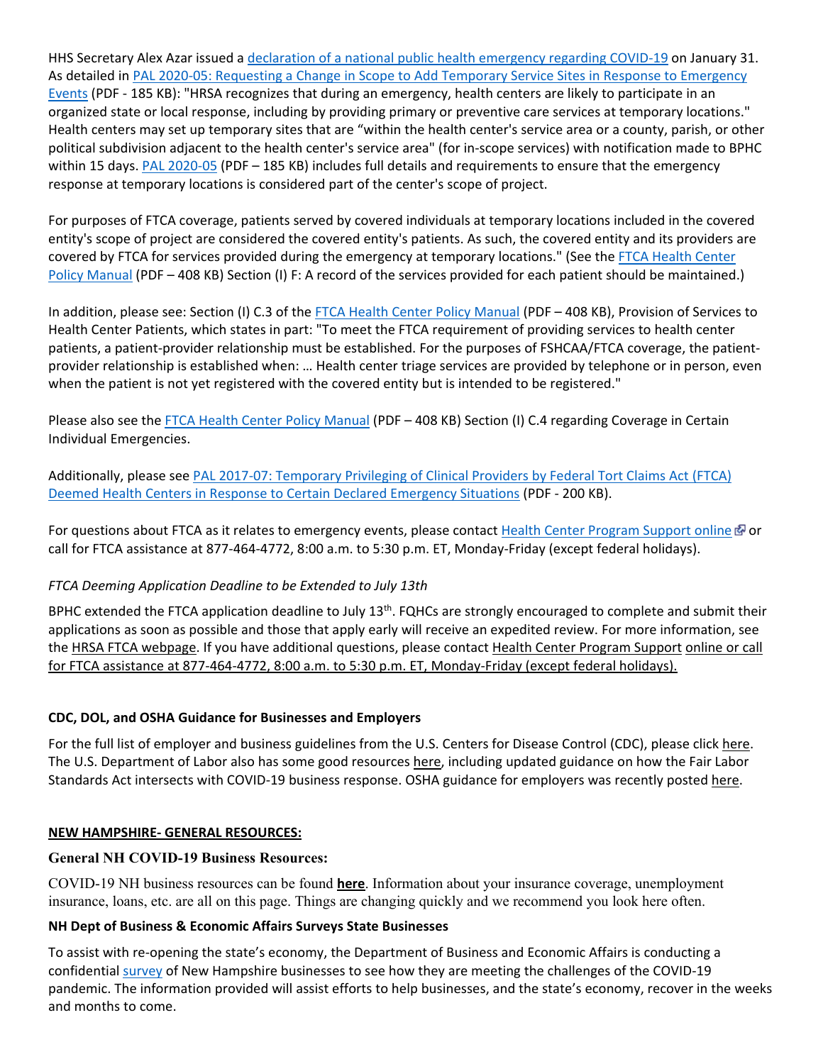HHS Secretary Alex Azar issued a declaration of a national public health emergency regarding COVID-19 on January 31. As detailed in PAL 2020-05: Requesting a Change in Scope to Add Temporary Service Sites in Response to Emergency Events (PDF - 185 KB): "HRSA recognizes that during an emergency, health centers are likely to participate in an organized state or local response, including by providing primary or preventive care services at temporary locations." Health centers may set up temporary sites that are "within the health center's service area or a county, parish, or other political subdivision adjacent to the health center's service area" (for in-scope services) with notification made to BPHC within 15 days. PAL 2020-05 (PDF – 185 KB) includes full details and requirements to ensure that the emergency response at temporary locations is considered part of the center's scope of project.

For purposes of FTCA coverage, patients served by covered individuals at temporary locations included in the covered entity's scope of project are considered the covered entity's patients. As such, the covered entity and its providers are covered by FTCA for services provided during the emergency at temporary locations." (See the FTCA Health Center Policy Manual (PDF – 408 KB) Section (I) F: A record of the services provided for each patient should be maintained.)

In addition, please see: Section (I) C.3 of the FTCA Health Center Policy Manual (PDF – 408 KB), Provision of Services to Health Center Patients, which states in part: "To meet the FTCA requirement of providing services to health center patients, a patient-provider relationship must be established. For the purposes of FSHCAA/FTCA coverage, the patient-provider relationship is established when: … Health center triage services are provided by telephone or in person, even when the patient is not yet registered with the covered entity but is intended to be registered."

Please also see the FTCA Health Center Policy Manual (PDF – 408 KB) Section (I) C.4 regarding Coverage in Certain Individual Emergencies.

Additionally, please see PAL 2017-07: Temporary Privileging of Clinical Providers by Federal Tort Claims Act (FTCA) Deemed Health Centers in Response to Certain Declared Emergency Situations (PDF - 200 KB).

For questions about FTCA as it relates to emergency events, please contact Health Center Program Support online or call for FTCA assistance at 877-464-4772, 8:00 a.m. to 5:30 p.m. ET, Monday-Friday (except federal holidays).

*FTCA Deeming Application Deadline to be Extended to July 13th*

BPHC extended the FTCA application deadline to July 13th. FQHCs are strongly encouraged to complete and submit their applications as soon as possible and those that apply early will receive an expedited review. For more information, see the HRSA FTCA webpage. If you have additional questions, please contact Health Center Program Support online or call for FTCA assistance at 877-464-4772, 8:00 a.m. to 5:30 p.m. ET, Monday-Friday (except federal holidays).

**CDC, DOL, and OSHA Guidance for Businesses and Employers**

For the full list of employer and business guidelines from the U.S. Centers for Disease Control (CDC), please click here. The U.S. Department of Labor also has some good resources here, including updated guidance on how the Fair Labor Standards Act intersects with COVID-19 business response. OSHA guidance for employers was recently posted here.

## NEW HAMPSHIRE- GENERAL RESOURCES:

**General NH COVID-19 Business Resources:**

COVID-19 NH business resources can be found **here**. Information about your insurance coverage, unemployment insurance, loans, etc. are all on this page. Things are changing quickly and we recommend you look here often.

**NH Dept of Business & Economic Affairs Surveys State Businesses**

To assist with re-opening the state's economy, the Department of Business and Economic Affairs is conducting a confidential survey of New Hampshire businesses to see how they are meeting the challenges of the COVID-19 pandemic. The information provided will assist efforts to help businesses, and the state's economy, recover in the weeks and months to come.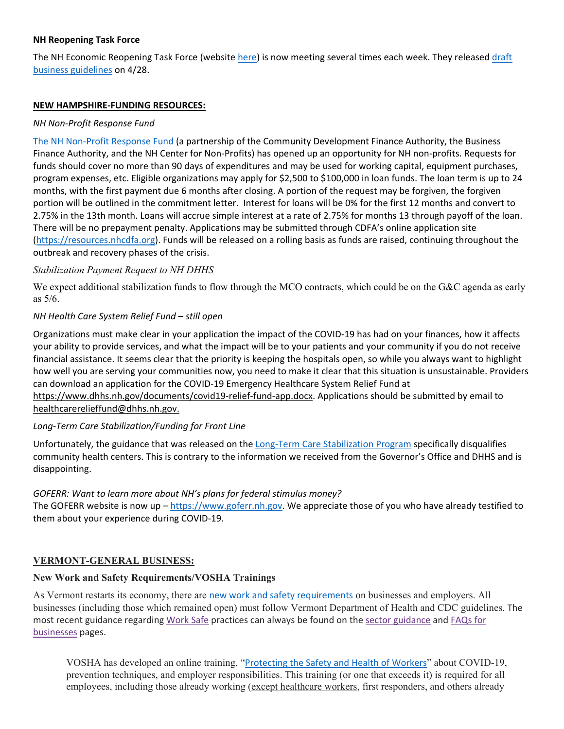**NH Reopening Task Force**

The NH Economic Reopening Task Force (website here) is now meeting several times each week. They released draft business guidelines on 4/28.

**NEW HAMPSHIRE-FUNDING RESOURCES:**

*NH Non-Profit Response Fund*

The NH Non-Profit Response Fund (a partnership of the Community Development Finance Authority, the Business Finance Authority, and the NH Center for Non-Profits) has opened up an opportunity for NH non-profits. Requests for funds should cover no more than 90 days of expenditures and may be used for working capital, equipment purchases, program expenses, etc. Eligible organizations may apply for $2,500 to $100,000 in loan funds. The loan term is up to 24 months, with the first payment due 6 months after closing. A portion of the request may be forgiven, the forgiven portion will be outlined in the commitment letter. Interest for loans will be 0% for the first 12 months and convert to 2.75% in the 13th month. Loans will accrue simple interest at a rate of 2.75% for months 13 through payoff of the loan. There will be no prepayment penalty. Applications may be submitted through CDFA's online application site (https://resources.nhcdfa.org). Funds will be released on a rolling basis as funds are raised, continuing throughout the outbreak and recovery phases of the crisis.

*Stabilization Payment Request to NH DHHS*

We expect additional stabilization funds to flow through the MCO contracts, which could be on the G&C agenda as early as 5/6.

*NH Health Care System Relief Fund – still open*

Organizations must make clear in your application the impact of the COVID-19 has had on your finances, how it affects your ability to provide services, and what the impact will be to your patients and your community if you do not receive financial assistance. It seems clear that the priority is keeping the hospitals open, so while you always want to highlight how well you are serving your communities now, you need to make it clear that this situation is unsustainable. Providers can download an application for the COVID-19 Emergency Healthcare System Relief Fund at https://www.dhhs.nh.gov/documents/covid19-relief-fund-app.docx. Applications should be submitted by email to healthcarerelieffund@dhhs.nh.gov.

*Long-Term Care Stabilization/Funding for Front Line*

Unfortunately, the guidance that was released on the Long-Term Care Stabilization Program specifically disqualifies community health centers. This is contrary to the information we received from the Governor's Office and DHHS and is disappointing.

*GOFERR: Want to learn more about NH's plans for federal stimulus money?*
The GOFERR website is now up – https://www.goferr.nh.gov. We appreciate those of you who have already testified to them about your experience during COVID-19.

**VERMONT-GENERAL BUSINESS:**

**New Work and Safety Requirements/VOSHA Trainings**

As Vermont restarts its economy, there are new work and safety requirements on businesses and employers. All businesses (including those which remained open) must follow Vermont Department of Health and CDC guidelines. The most recent guidance regarding Work Safe practices can always be found on the sector guidance and FAQs for businesses pages.

> VOSHA has developed an online training, "Protecting the Safety and Health of Workers" about COVID-19, prevention techniques, and employer responsibilities. This training (or one that exceeds it) is required for all employees, including those already working (except healthcare workers, first responders, and others already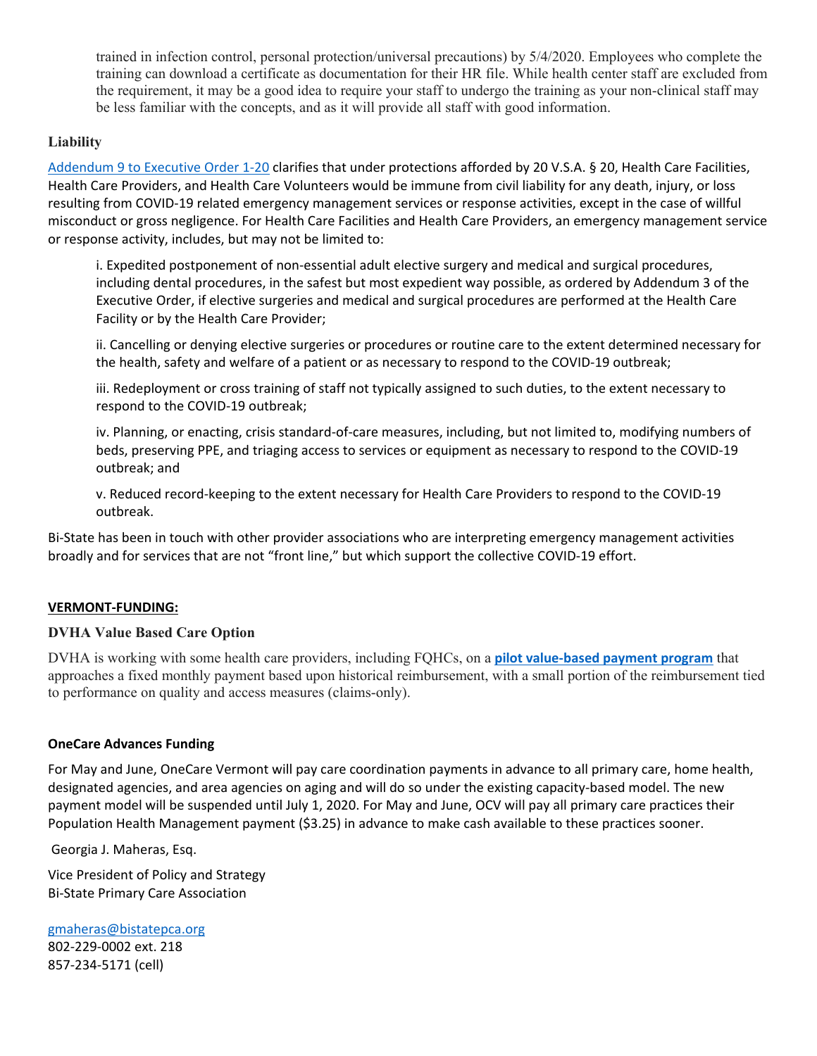trained in infection control, personal protection/universal precautions) by 5/4/2020. Employees who complete the training can download a certificate as documentation for their HR file. While health center staff are excluded from the requirement, it may be a good idea to require your staff to undergo the training as your non-clinical staff may be less familiar with the concepts, and as it will provide all staff with good information.

### Liability

Addendum 9 to Executive Order 1-20 clarifies that under protections afforded by 20 V.S.A. § 20, Health Care Facilities, Health Care Providers, and Health Care Volunteers would be immune from civil liability for any death, injury, or loss resulting from COVID-19 related emergency management services or response activities, except in the case of willful misconduct or gross negligence. For Health Care Facilities and Health Care Providers, an emergency management service or response activity, includes, but may not be limited to:

i. Expedited postponement of non-essential adult elective surgery and medical and surgical procedures, including dental procedures, in the safest but most expedient way possible, as ordered by Addendum 3 of the Executive Order, if elective surgeries and medical and surgical procedures are performed at the Health Care Facility or by the Health Care Provider;

ii. Cancelling or denying elective surgeries or procedures or routine care to the extent determined necessary for the health, safety and welfare of a patient or as necessary to respond to the COVID-19 outbreak;

iii. Redeployment or cross training of staff not typically assigned to such duties, to the extent necessary to respond to the COVID-19 outbreak;

iv. Planning, or enacting, crisis standard-of-care measures, including, but not limited to, modifying numbers of beds, preserving PPE, and triaging access to services or equipment as necessary to respond to the COVID-19 outbreak; and

v. Reduced record-keeping to the extent necessary for Health Care Providers to respond to the COVID-19 outbreak.

Bi-State has been in touch with other provider associations who are interpreting emergency management activities broadly and for services that are not "front line," but which support the collective COVID-19 effort.

## VERMONT-FUNDING:

### DVHA Value Based Care Option

DVHA is working with some health care providers, including FQHCs, on a **pilot value-based payment program** that approaches a fixed monthly payment based upon historical reimbursement, with a small portion of the reimbursement tied to performance on quality and access measures (claims-only).

### OneCare Advances Funding

For May and June, OneCare Vermont will pay care coordination payments in advance to all primary care, home health, designated agencies, and area agencies on aging and will do so under the existing capacity-based model. The new payment model will be suspended until July 1, 2020. For May and June, OCV will pay all primary care practices their Population Health Management payment ($3.25) in advance to make cash available to these practices sooner.

Georgia J. Maheras, Esq.

Vice President of Policy and Strategy
Bi-State Primary Care Association

gmaheras@bistatepca.org
802-229-0002 ext. 218
857-234-5171 (cell)